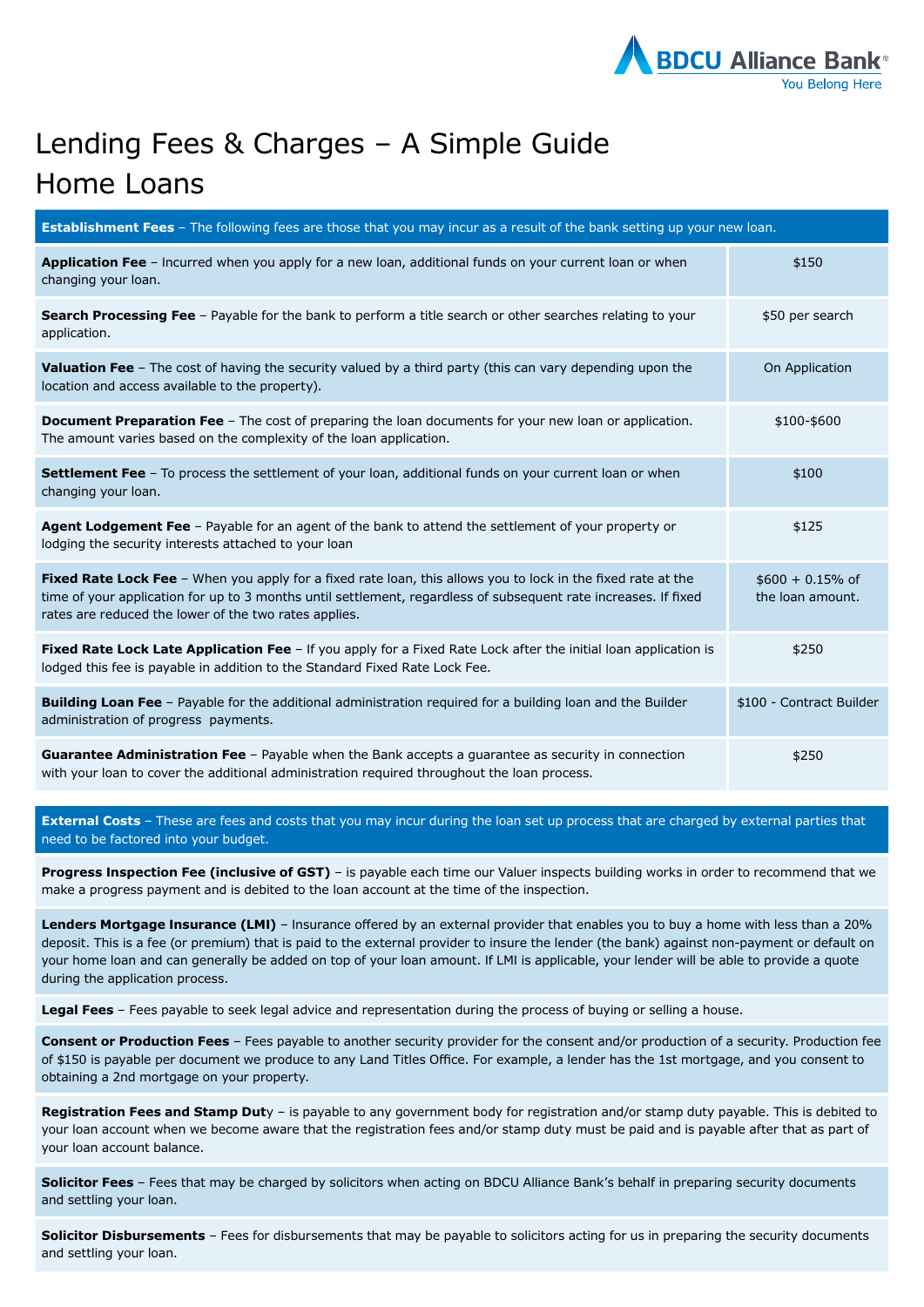# Lending Fees & Charges – A Simple Guide

# Home Loans

| **Establishment Fees** – The following fees are those that you may incur as a result of the bank setting up your new loan. | |
|---|---|
| **Application Fee** – Incurred when you apply for a new loan, additional funds on your current loan or when changing your loan. | $150 |
| **Search Processing Fee** – Payable for the bank to perform a title search or other searches relating to your application. | $50 per search |
| **Valuation Fee** – The cost of having the security valued by a third party (this can vary depending upon the location and access available to the property). | On Application |
| **Document Preparation Fee** – The cost of preparing the loan documents for your new loan or application. The amount varies based on the complexity of the loan application. | $100-$600 |
| **Settlement Fee** – To process the settlement of your loan, additional funds on your current loan or when changing your loan. | $100 |
| **Agent Lodgement Fee** – Payable for an agent of the bank to attend the settlement of your property or lodging the security interests attached to your loan | $125 |
| **Fixed Rate Lock Fee** – When you apply for a fixed rate loan, this allows you to lock in the fixed rate at the time of your application for up to 3 months until settlement, regardless of subsequent rate increases. If fixed rates are reduced the lower of the two rates applies. | $600 + 0.15% of the loan amount. |
| **Fixed Rate Lock Late Application Fee** – If you apply for a Fixed Rate Lock after the initial loan application is lodged this fee is payable in addition to the Standard Fixed Rate Lock Fee. | $250 |
| **Building Loan Fee** – Payable for the additional administration required for a building loan and the Builder administration of progress payments. | $100 - Contract Builder |
| **Guarantee Administration Fee** – Payable when the Bank accepts a guarantee as security in connection with your loan to cover the additional administration required throughout the loan process. | $250 |

**External Costs** – These are fees and costs that you may incur during the loan set up process that are charged by external parties that need to be factored into your budget.

**Progress Inspection Fee (inclusive of GST)** – is payable each time our Valuer inspects building works in order to recommend that we make a progress payment and is debited to the loan account at the time of the inspection.

**Lenders Mortgage Insurance (LMI)** – Insurance offered by an external provider that enables you to buy a home with less than a 20% deposit. This is a fee (or premium) that is paid to the external provider to insure the lender (the bank) against non-payment or default on your home loan and can generally be added on top of your loan amount. If LMI is applicable, your lender will be able to provide a quote during the application process.

**Legal Fees** – Fees payable to seek legal advice and representation during the process of buying or selling a house.

**Consent or Production Fees** – Fees payable to another security provider for the consent and/or production of a security. Production fee of $150 is payable per document we produce to any Land Titles Office. For example, a lender has the 1st mortgage, and you consent to obtaining a 2nd mortgage on your property.

**Registration Fees and Stamp Duty** – is payable to any government body for registration and/or stamp duty payable. This is debited to your loan account when we become aware that the registration fees and/or stamp duty must be paid and is payable after that as part of your loan account balance.

**Solicitor Fees** – Fees that may be charged by solicitors when acting on BDCU Alliance Bank's behalf in preparing security documents and settling your loan.

**Solicitor Disbursements** – Fees for disbursements that may be payable to solicitors acting for us in preparing the security documents and settling your loan.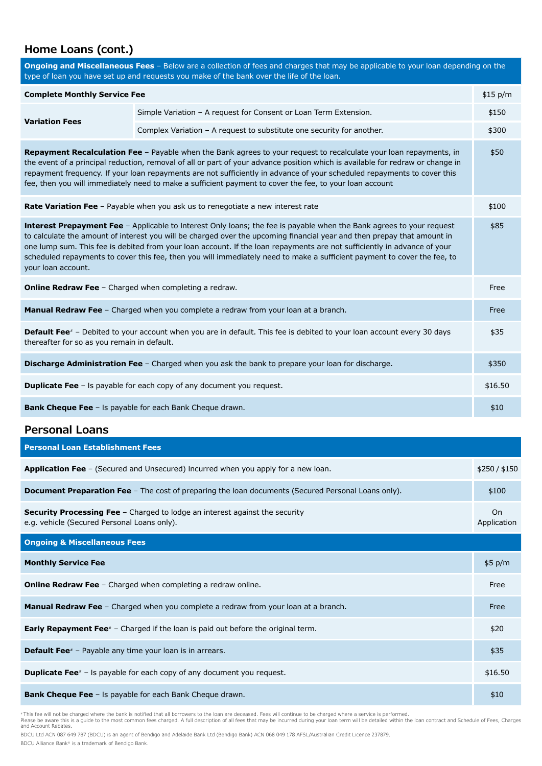## Home Loans (cont.)

| | | |
|---|---|---|
| **Ongoing and Miscellaneous Fees** – Below are a collection of fees and charges that may be applicable to your loan depending on the type of loan you have set up and requests you make of the bank over the life of the loan. | | |
| **Complete Monthly Service Fee** | | $15 p/m |
| **Variation Fees** | Simple Variation – A request for Consent or Loan Term Extension. | $150 |
| | Complex Variation – A request to substitute one security for another. | $300 |
| **Repayment Recalculation Fee** – Payable when the Bank agrees to your request to recalculate your loan repayments, in the event of a principal reduction, removal of all or part of your advance position which is available for redraw or change in repayment frequency. If your loan repayments are not sufficiently in advance of your scheduled repayments to cover this fee, then you will immediately need to make a sufficient payment to cover the fee, to your loan account | | $50 |
| **Rate Variation Fee** – Payable when you ask us to renegotiate a new interest rate | | $100 |
| **Interest Prepayment Fee** – Applicable to Interest Only loans; the fee is payable when the Bank agrees to your request to calculate the amount of interest you will be charged over the upcoming financial year and then prepay that amount in one lump sum. This fee is debited from your loan account. If the loan repayments are not sufficiently in advance of your scheduled repayments to cover this fee, then you will immediately need to make a sufficient payment to cover the fee, to your loan account. | | $85 |
| **Online Redraw Fee** – Charged when completing a redraw. | | Free |
| **Manual Redraw Fee** – Charged when you complete a redraw from your loan at a branch. | | Free |
| **Default Fee**# – Debited to your account when you are in default. This fee is debited to your loan account every 30 days thereafter for so as you remain in default. | | $35 |
| **Discharge Administration Fee** – Charged when you ask the bank to prepare your loan for discharge. | | $350 |
| **Duplicate Fee** – Is payable for each copy of any document you request. | | $16.50 |
| **Bank Cheque Fee** – Is payable for each Bank Cheque drawn. | | $10 |

## Personal Loans

| | |
|---|---|
| **Personal Loan Establishment Fees** | |
| **Application Fee** – (Secured and Unsecured) Incurred when you apply for a new loan. | $250 / $150 |
| **Document Preparation Fee** – The cost of preparing the loan documents (Secured Personal Loans only). | $100 |
| **Security Processing Fee** – Charged to lodge an interest against the security e.g. vehicle (Secured Personal Loans only). | On Application |
| **Ongoing & Miscellaneous Fees** | |
| **Monthly Service Fee** | $5 p/m |
| **Online Redraw Fee** – Charged when completing a redraw online. | Free |
| **Manual Redraw Fee** – Charged when you complete a redraw from your loan at a branch. | Free |
| **Early Repayment Fee**# – Charged if the loan is paid out before the original term. | $20 |
| **Default Fee**# – Payable any time your loan is in arrears. | $35 |
| **Duplicate Fee**# – Is payable for each copy of any document you request. | $16.50 |
| **Bank Cheque Fee** – Is payable for each Bank Cheque drawn. | $10 |

# This fee will not be charged where the bank is notified that all borrowers to the loan are deceased. Fees will continue to be charged where a service is performed.
Please be aware this is a guide to the most common fees charged. A full description of all fees that may be incurred during your loan term will be detailed within the loan contract and Schedule of Fees, Charges and Account Rebates.

BDCU Ltd ACN 087 649 787 (BDCU) is an agent of Bendigo and Adelaide Bank Ltd (Bendigo Bank) ACN 068 049 178 AFSL/Australian Credit Licence 237879.

BDCU Alliance Bank® is a trademark of Bendigo Bank.